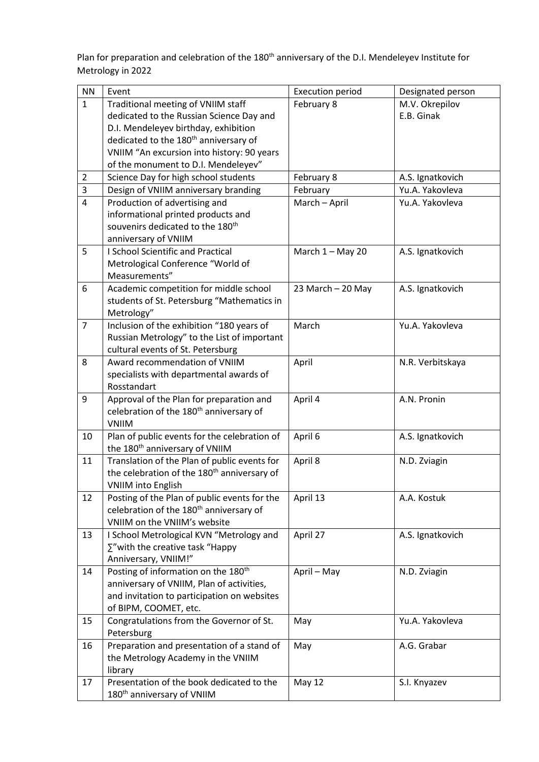Plan for preparation and celebration of the 180th anniversary of the D.I. Mendeleyev Institute for Metrology in 2022

| NN | Event | Execution period | Designated person |
|---|---|---|---|
| 1 | Traditional meeting of VNIIM staff dedicated to the Russian Science Day and D.I. Mendeleyev birthday, exhibition dedicated to the 180th anniversary of VNIIM "An excursion into history: 90 years of the monument to D.I. Mendeleyev" | February 8 | M.V. Okrepilov<br>E.B. Ginak |
| 2 | Science Day for high school students | February 8 | A.S. Ignatkovich |
| 3 | Design of VNIIM anniversary branding | February | Yu.A. Yakovleva |
| 4 | Production of advertising and informational printed products and souvenirs dedicated to the 180th anniversary of VNIIM | March – April | Yu.A. Yakovleva |
| 5 | I School Scientific and Practical Metrological Conference "World of Measurements" | March 1 – May 20 | A.S. Ignatkovich |
| 6 | Academic competition for middle school students of St. Petersburg "Mathematics in Metrology" | 23 March – 20 May | A.S. Ignatkovich |
| 7 | Inclusion of the exhibition "180 years of Russian Metrology" to the List of important cultural events of St. Petersburg | March | Yu.A. Yakovleva |
| 8 | Award recommendation of VNIIM specialists with departmental awards of Rosstandart | April | N.R. Verbitskaya |
| 9 | Approval of the Plan for preparation and celebration of the 180th anniversary of VNIIM | April 4 | A.N. Pronin |
| 10 | Plan of public events for the celebration of the 180th anniversary of VNIIM | April 6 | A.S. Ignatkovich |
| 11 | Translation of the Plan of public events for the celebration of the 180th anniversary of VNIIM into English | April 8 | N.D. Zviagin |
| 12 | Posting of the Plan of public events for the celebration of the 180th anniversary of VNIIM on the VNIIM's website | April 13 | A.A. Kostuk |
| 13 | I School Metrological KVN "Metrology and ∑"with the creative task "Happy Anniversary, VNIIM!" | April 27 | A.S. Ignatkovich |
| 14 | Posting of information on the 180th anniversary of VNIIM, Plan of activities, and invitation to participation on websites of BIPM, COOMET, etc. | April – May | N.D. Zviagin |
| 15 | Congratulations from the Governor of St. Petersburg | May | Yu.A. Yakovleva |
| 16 | Preparation and presentation of a stand of the Metrology Academy in the VNIIM library | May | A.G. Grabar |
| 17 | Presentation of the book dedicated to the 180th anniversary of VNIIM | May 12 | S.I. Knyazev |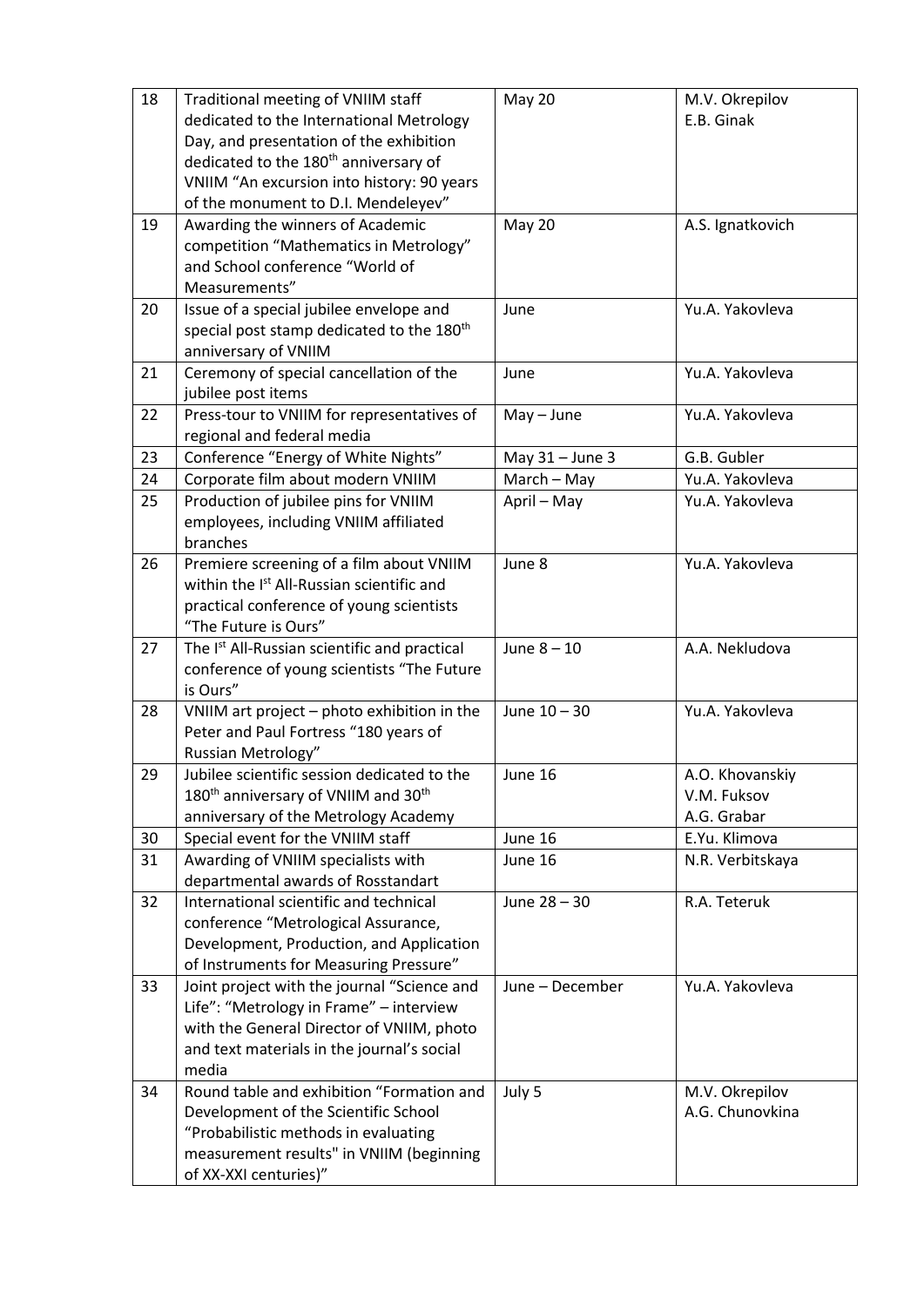| 18 | Traditional meeting of VNIIM staff dedicated to the International Metrology Day, and presentation of the exhibition dedicated to the 180th anniversary of VNIIM "An excursion into history: 90 years of the monument to D.I. Mendeleyev" | May 20 | M.V. Okrepilov E.B. Ginak |
|---|---|---|---|
| 19 | Awarding the winners of Academic competition "Mathematics in Metrology" and School conference "World of Measurements" | May 20 | A.S. Ignatkovich |
| 20 | Issue of a special jubilee envelope and special post stamp dedicated to the 180th anniversary of VNIIM | June | Yu.A. Yakovleva |
| 21 | Ceremony of special cancellation of the jubilee post items | June | Yu.A. Yakovleva |
| 22 | Press-tour to VNIIM for representatives of regional and federal media | May – June | Yu.A. Yakovleva |
| 23 | Conference "Energy of White Nights" | May 31 – June 3 | G.B. Gubler |
| 24 | Corporate film about modern VNIIM | March – May | Yu.A. Yakovleva |
| 25 | Production of jubilee pins for VNIIM employees, including VNIIM affiliated branches | April – May | Yu.A. Yakovleva |
| 26 | Premiere screening of a film about VNIIM within the Ist All-Russian scientific and practical conference of young scientists "The Future is Ours" | June 8 | Yu.A. Yakovleva |
| 27 | The Ist All-Russian scientific and practical conference of young scientists "The Future is Ours" | June 8 – 10 | A.A. Nekludova |
| 28 | VNIIM art project – photo exhibition in the Peter and Paul Fortress "180 years of Russian Metrology" | June 10 – 30 | Yu.A. Yakovleva |
| 29 | Jubilee scientific session dedicated to the 180th anniversary of VNIIM and 30th anniversary of the Metrology Academy | June 16 | A.O. Khovanskiy V.M. Fuksov A.G. Grabar |
| 30 | Special event for the VNIIM staff | June 16 | E.Yu. Klimova |
| 31 | Awarding of VNIIM specialists with departmental awards of Rosstandart | June 16 | N.R. Verbitskaya |
| 32 | International scientific and technical conference "Metrological Assurance, Development, Production, and Application of Instruments for Measuring Pressure" | June 28 – 30 | R.A. Teteruk |
| 33 | Joint project with the journal "Science and Life": "Metrology in Frame" – interview with the General Director of VNIIM, photo and text materials in the journal's social media | June – December | Yu.A. Yakovleva |
| 34 | Round table and exhibition "Formation and Development of the Scientific School "Probabilistic methods in evaluating measurement results" in VNIIM (beginning of XX-XXI centuries)" | July 5 | M.V. Okrepilov A.G. Chunovkina |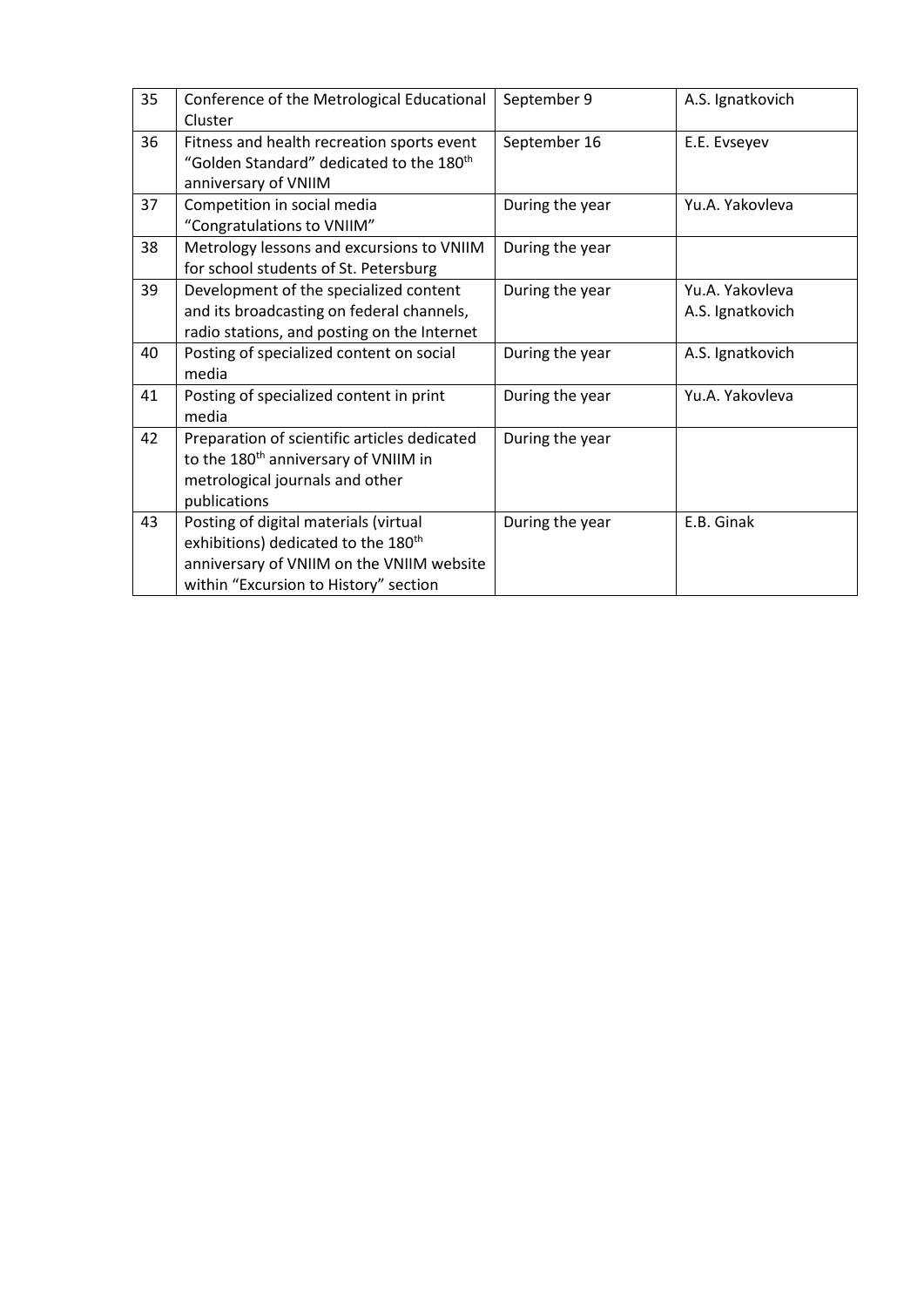| | | | |
|---|---|---|---|
| 35 | Conference of the Metrological Educational Cluster | September 9 | A.S. Ignatkovich |
| 36 | Fitness and health recreation sports event "Golden Standard" dedicated to the 180th anniversary of VNIIM | September 16 | E.E. Evseyev |
| 37 | Competition in social media "Congratulations to VNIIM" | During the year | Yu.A. Yakovleva |
| 38 | Metrology lessons and excursions to VNIIM for school students of St. Petersburg | During the year | |
| 39 | Development of the specialized content and its broadcasting on federal channels, radio stations, and posting on the Internet | During the year | Yu.A. Yakovleva<br>A.S. Ignatkovich |
| 40 | Posting of specialized content on social media | During the year | A.S. Ignatkovich |
| 41 | Posting of specialized content in print media | During the year | Yu.A. Yakovleva |
| 42 | Preparation of scientific articles dedicated to the 180th anniversary of VNIIM in metrological journals and other publications | During the year | |
| 43 | Posting of digital materials (virtual exhibitions) dedicated to the 180th anniversary of VNIIM on the VNIIM website within "Excursion to History" section | During the year | E.B. Ginak |